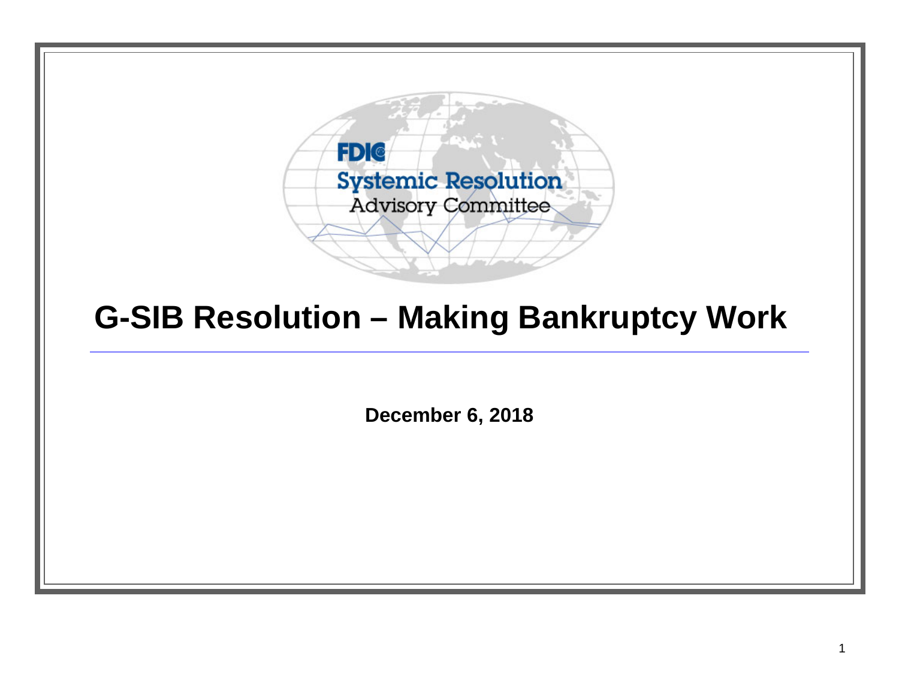FDIC

Systemic Resolution

Advisory Committee

# G-SIB Resolution – Making Bankruptcy Work

**December 6, 2018**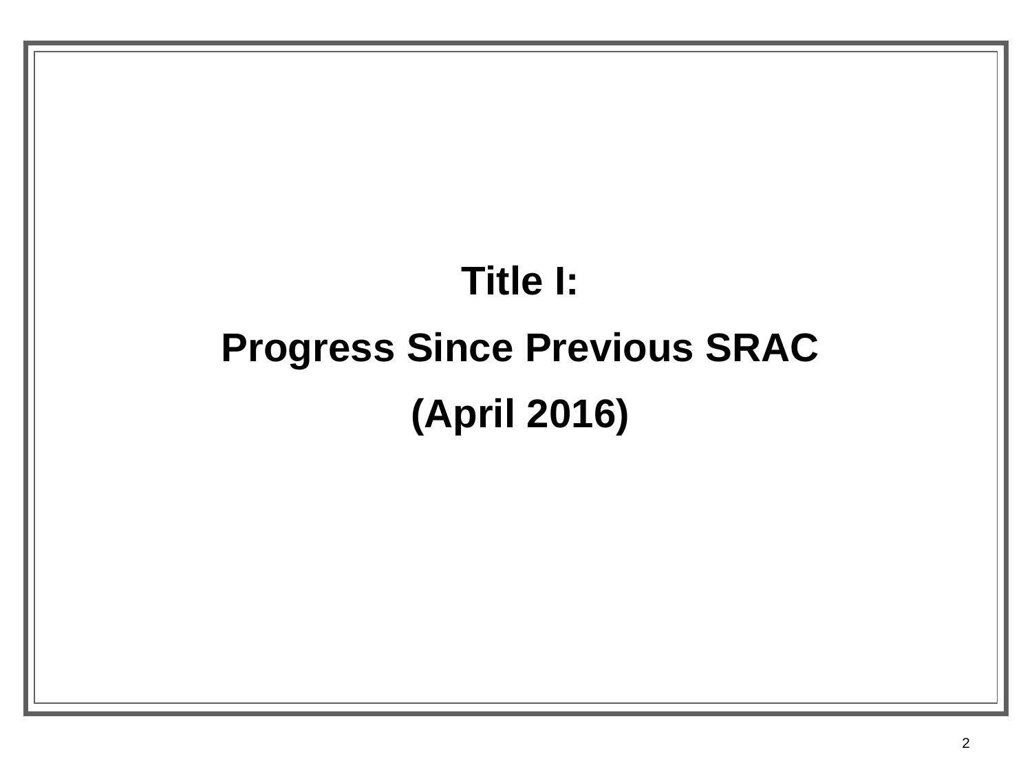# Title I:

# Progress Since Previous SRAC

# (April 2016)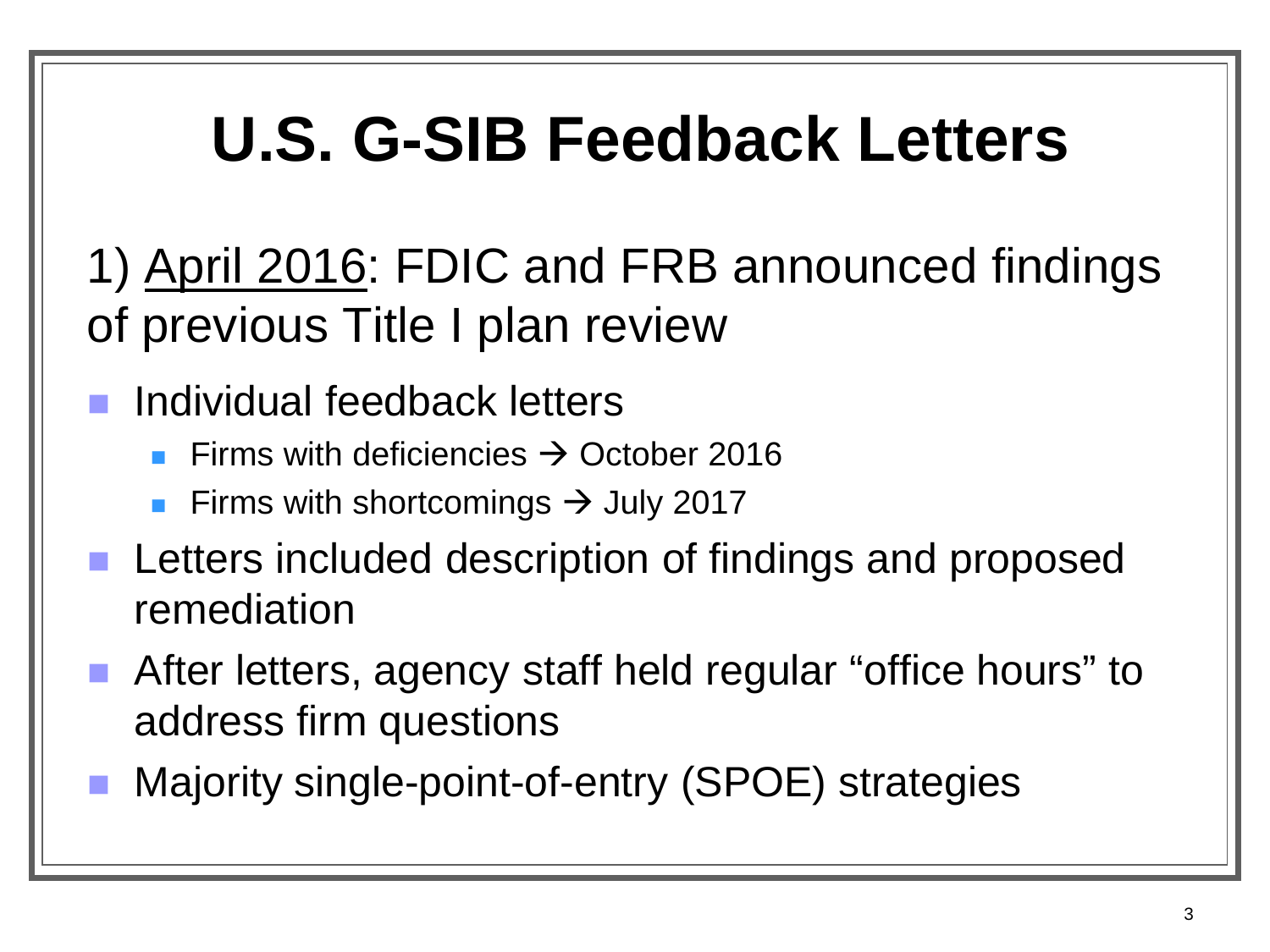# U.S. G-SIB Feedback Letters

1) April 2016: FDIC and FRB announced findings of previous Title I plan review

- Individual feedback letters
  - Firms with deficiencies → October 2016
  - Firms with shortcomings → July 2017
- Letters included description of findings and proposed remediation
- After letters, agency staff held regular “office hours” to address firm questions
- Majority single-point-of-entry (SPOE) strategies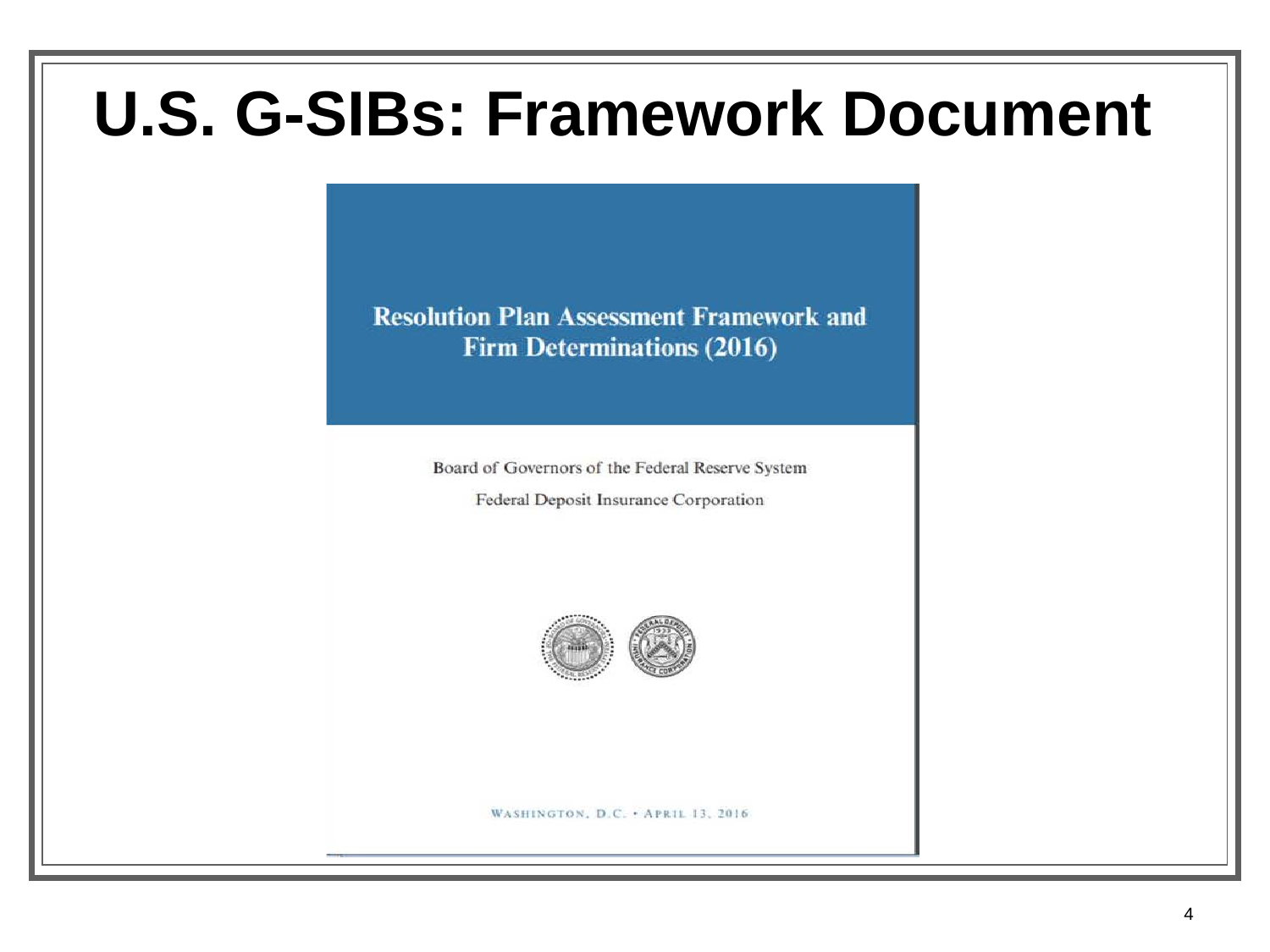# U.S. G-SIBs: Framework Document

**Resolution Plan Assessment Framework and Firm Determinations (2016)**

Board of Governors of the Federal Reserve System

Federal Deposit Insurance Corporation

WASHINGTON, D.C. • APRIL 13, 2016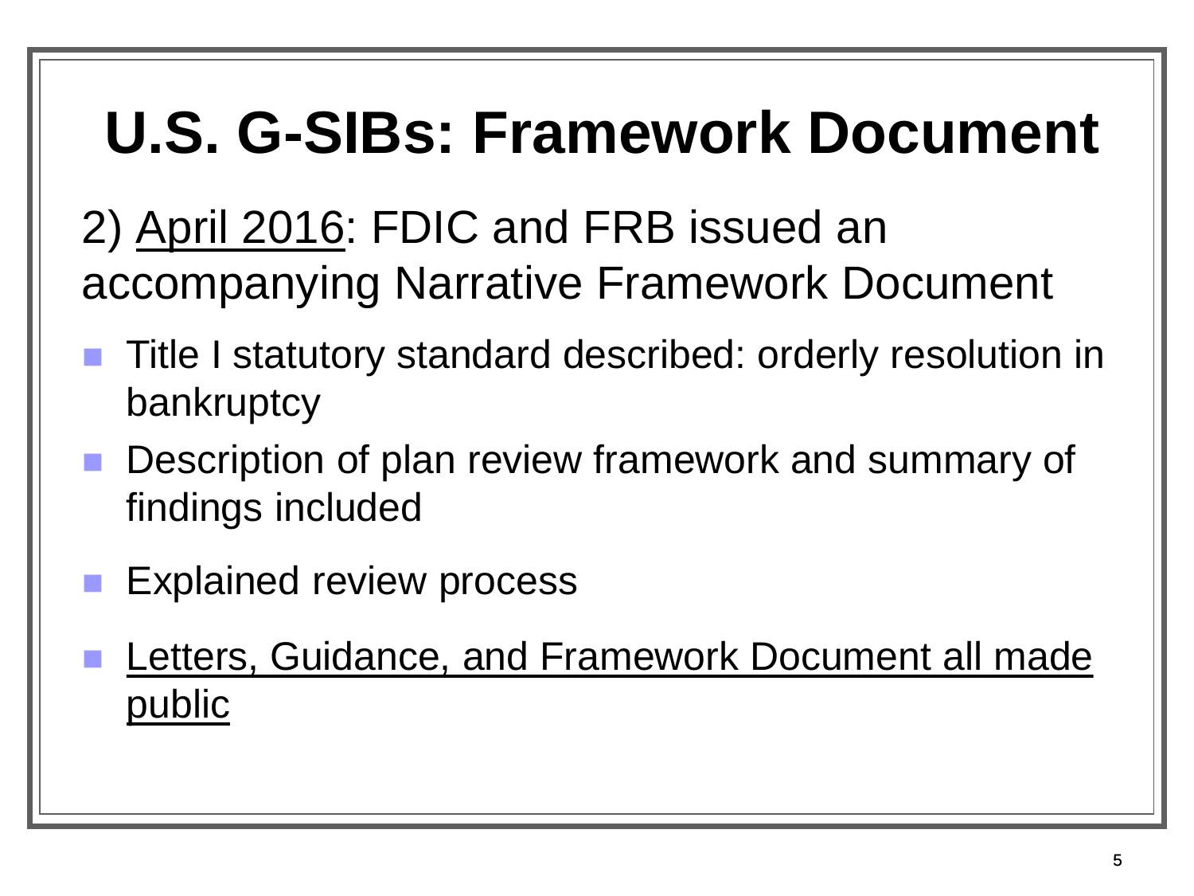# U.S. G-SIBs: Framework Document

2) <u>April 2016</u>: FDIC and FRB issued an accompanying Narrative Framework Document

- Title I statutory standard described: orderly resolution in bankruptcy
- Description of plan review framework and summary of findings included
- Explained review process
- <u>Letters, Guidance, and Framework Document all made public</u>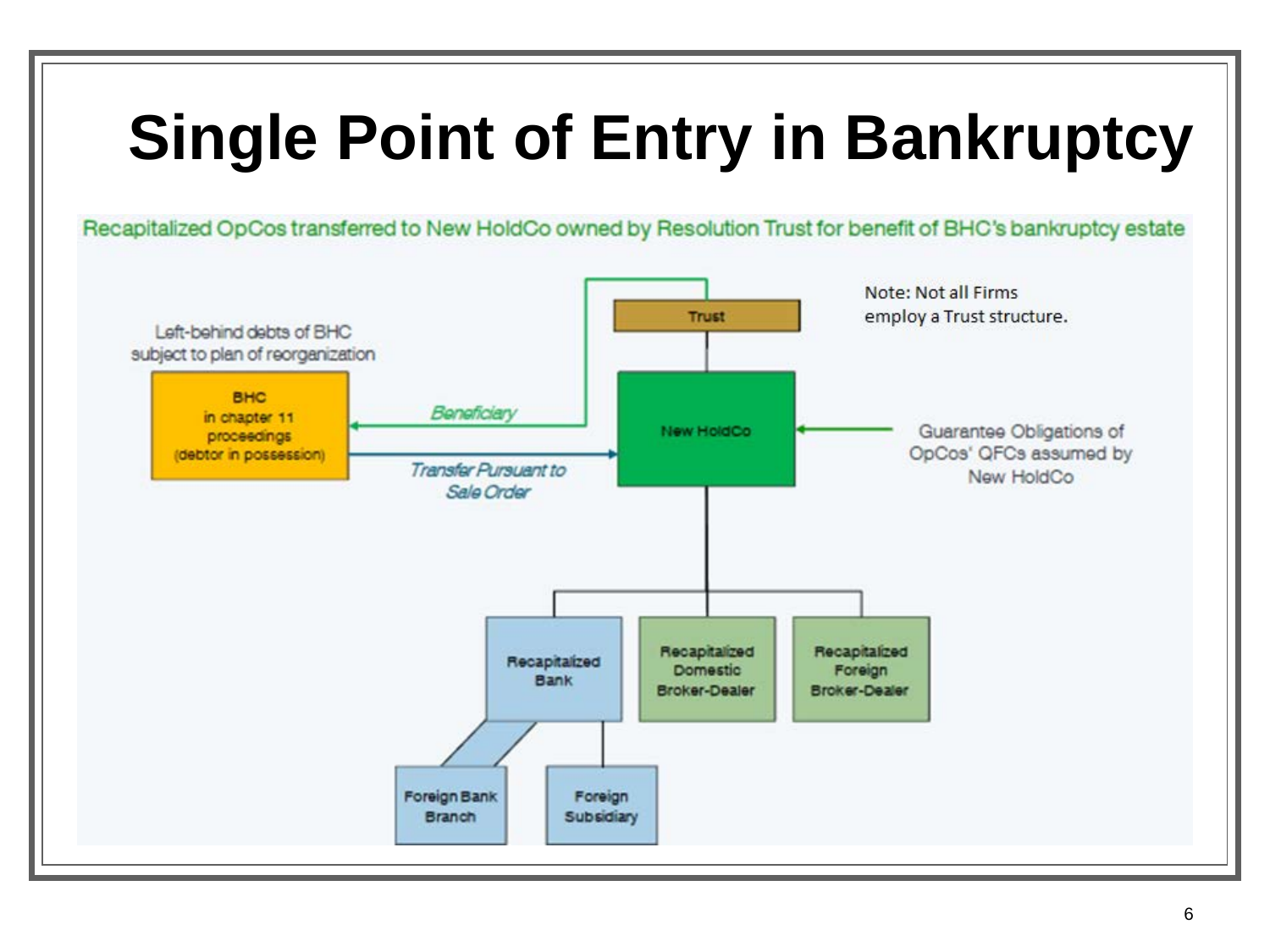# Single Point of Entry in Bankruptcy

Recapitalized OpCos transferred to New HoldCo owned by Resolution Trust for benefit of BHC's bankruptcy estate

Note: Not all Firms employ a Trust structure.

Left-behind debts of BHC subject to plan of reorganization

BHC in chapter 11 proceedings (debtor in possession)

Trust

New HoldCo

*Beneficiary*

*Transfer Pursuant to Sale Order*

Guarantee Obligations of OpCos' QFCs assumed by New HoldCo

Recapitalized Bank

Recapitalized Domestic Broker-Dealer

Recapitalized Foreign Broker-Dealer

Foreign Bank Branch

Foreign Subsidiary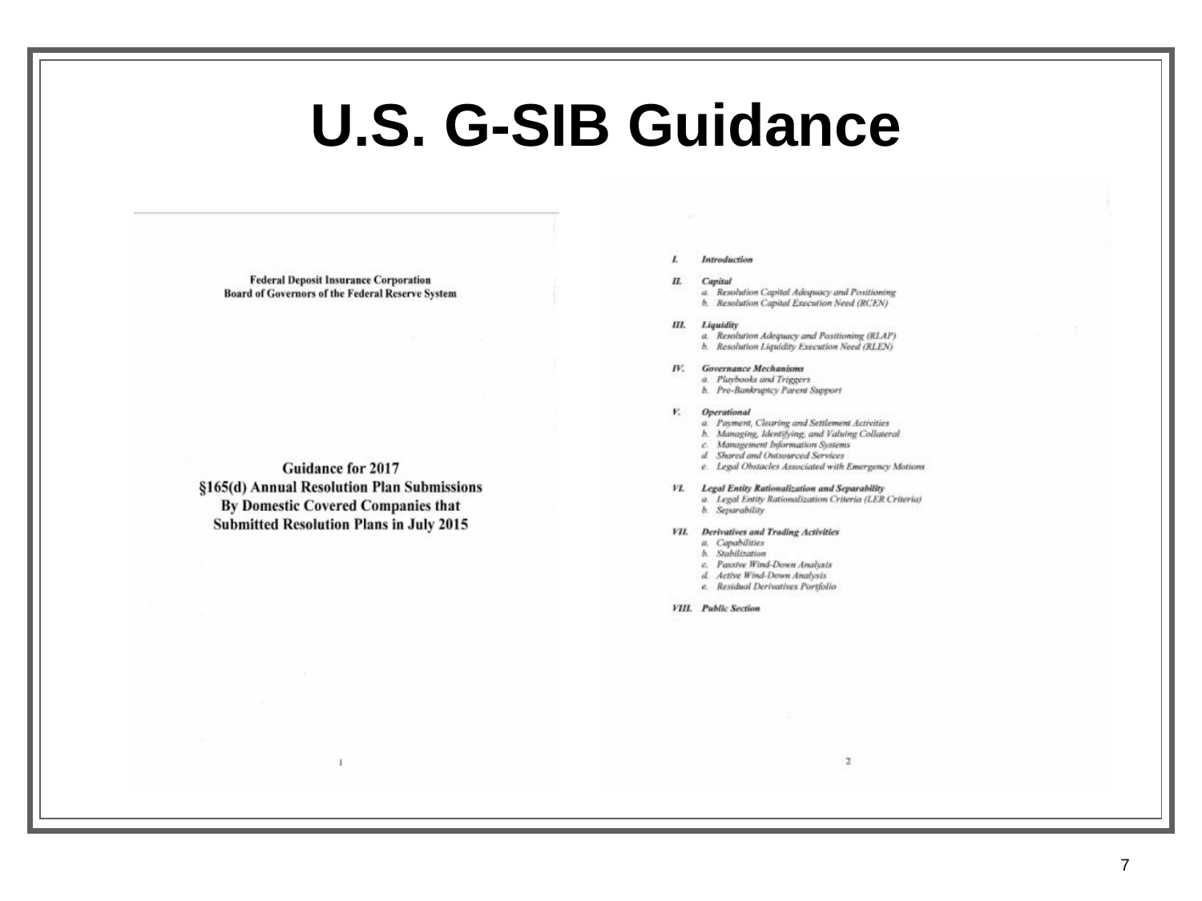# U.S. G-SIB Guidance

**Federal Deposit Insurance Corporation**
**Board of Governors of the Federal Reserve System**

**Guidance for 2017**
**§165(d) Annual Resolution Plan Submissions**
**By Domestic Covered Companies that**
**Submitted Resolution Plans in July 2015**

***I. Introduction***

***II. Capital***
- *a. Resolution Capital Adequacy and Positioning*
- *b. Resolution Capital Execution Need (RCEN)*

***III. Liquidity***
- *a. Resolution Adequacy and Positioning (RLAP)*
- *b. Resolution Liquidity Execution Need (RLEN)*

***IV. Governance Mechanisms***
- *a. Playbooks and Triggers*
- *b. Pre-Bankruptcy Parent Support*

***V. Operational***
- *a. Payment, Clearing and Settlement Activities*
- *b. Managing, Identifying, and Valuing Collateral*
- *c. Management Information Systems*
- *d. Shared and Outsourced Services*
- *e. Legal Obstacles Associated with Emergency Motions*

***VI. Legal Entity Rationalization and Separability***
- *a. Legal Entity Rationalization Criteria (LER Criteria)*
- *b. Separability*

***VII. Derivatives and Trading Activities***
- *a. Capabilities*
- *b. Stabilization*
- *c. Passive Wind-Down Analysis*
- *d. Active Wind-Down Analysis*
- *e. Residual Derivatives Portfolio*

***VIII. Public Section***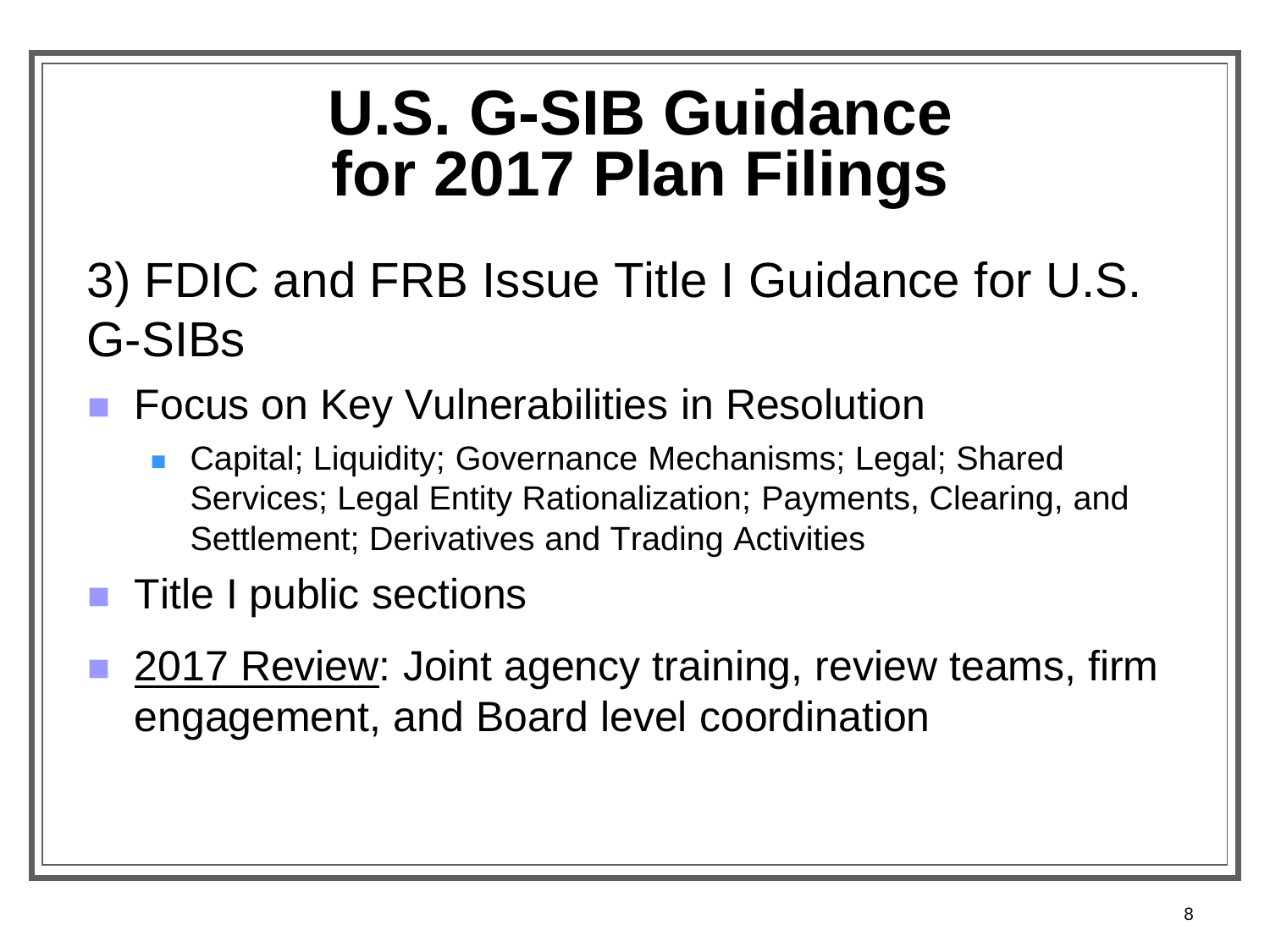# U.S. G-SIB Guidance for 2017 Plan Filings

3) FDIC and FRB Issue Title I Guidance for U.S. G-SIBs

- Focus on Key Vulnerabilities in Resolution
  - Capital; Liquidity; Governance Mechanisms; Legal; Shared Services; Legal Entity Rationalization; Payments, Clearing, and Settlement; Derivatives and Trading Activities
- Title I public sections
- 2017 Review: Joint agency training, review teams, firm engagement, and Board level coordination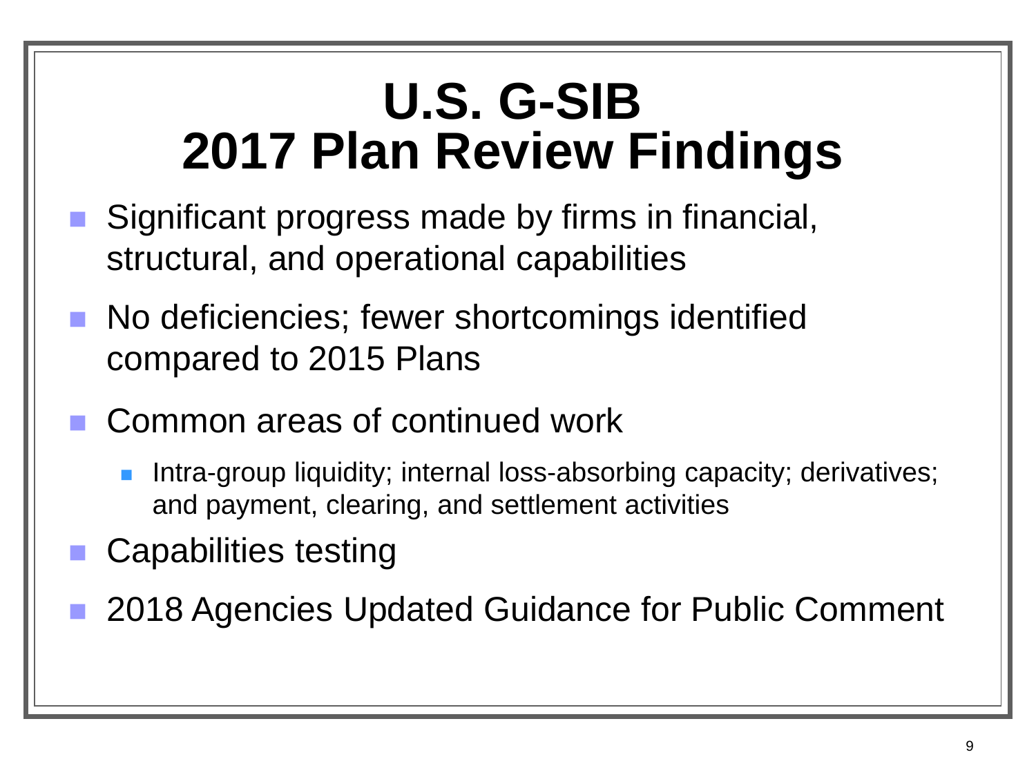# U.S. G-SIB 2017 Plan Review Findings

- Significant progress made by firms in financial, structural, and operational capabilities
- No deficiencies; fewer shortcomings identified compared to 2015 Plans
- Common areas of continued work
  - Intra-group liquidity; internal loss-absorbing capacity; derivatives; and payment, clearing, and settlement activities
- Capabilities testing
- 2018 Agencies Updated Guidance for Public Comment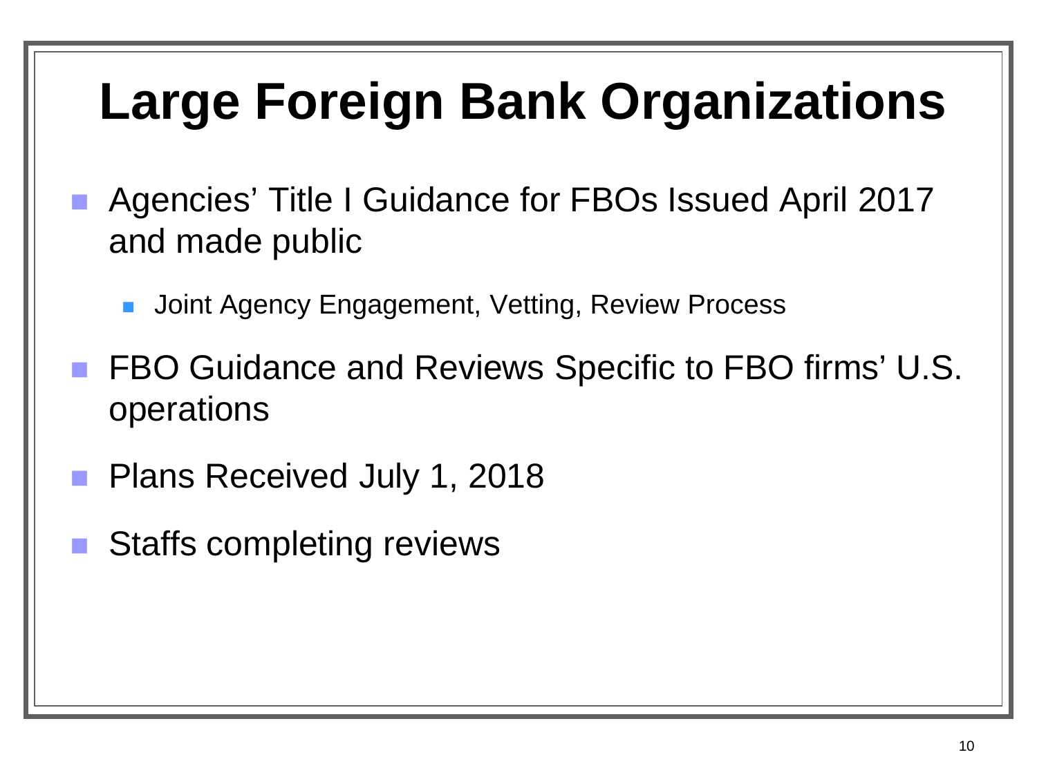# Large Foreign Bank Organizations

- Agencies' Title I Guidance for FBOs Issued April 2017 and made public
  - Joint Agency Engagement, Vetting, Review Process
- FBO Guidance and Reviews Specific to FBO firms' U.S. operations
- Plans Received July 1, 2018
- Staffs completing reviews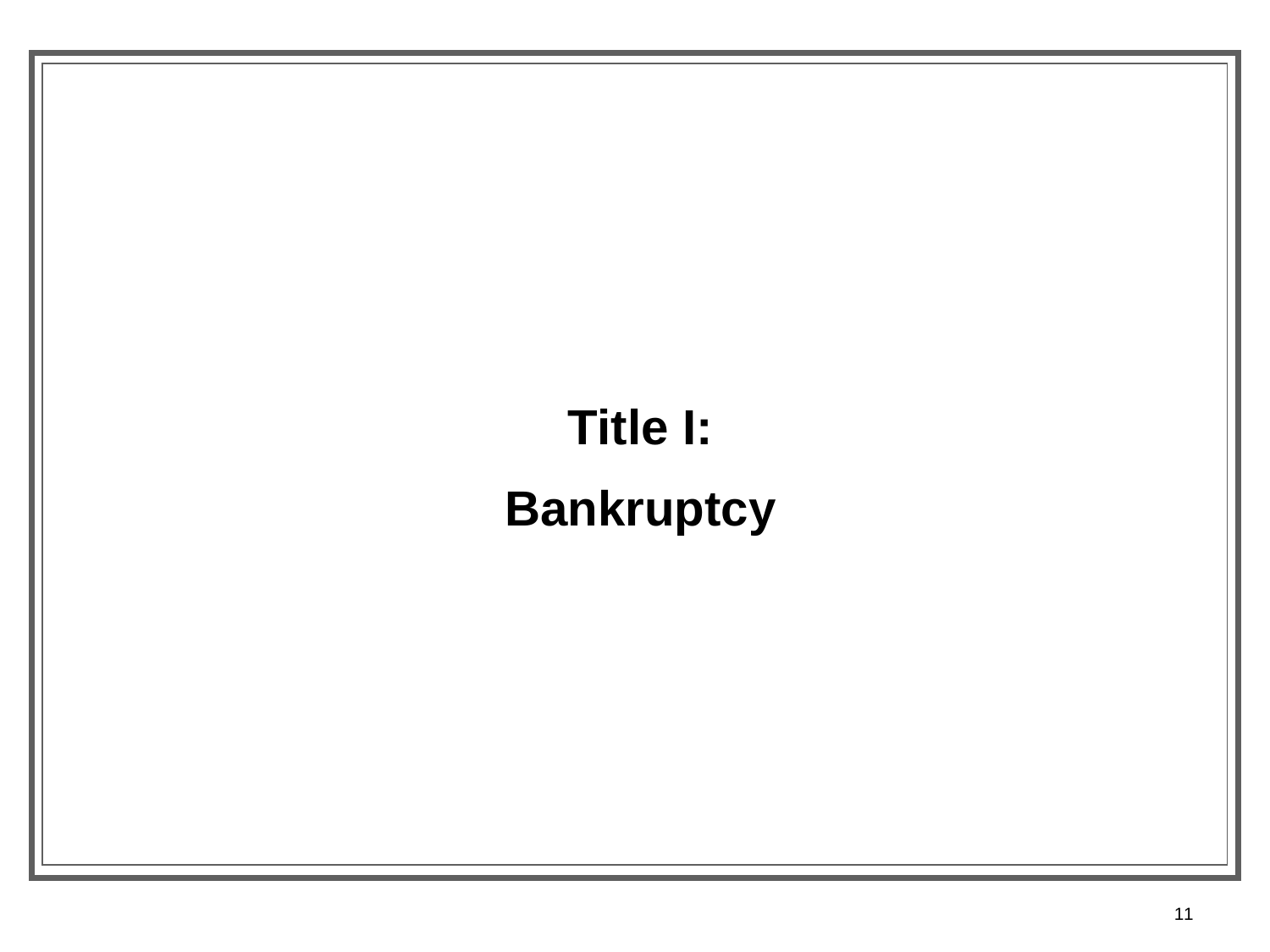# Title I:

# Bankruptcy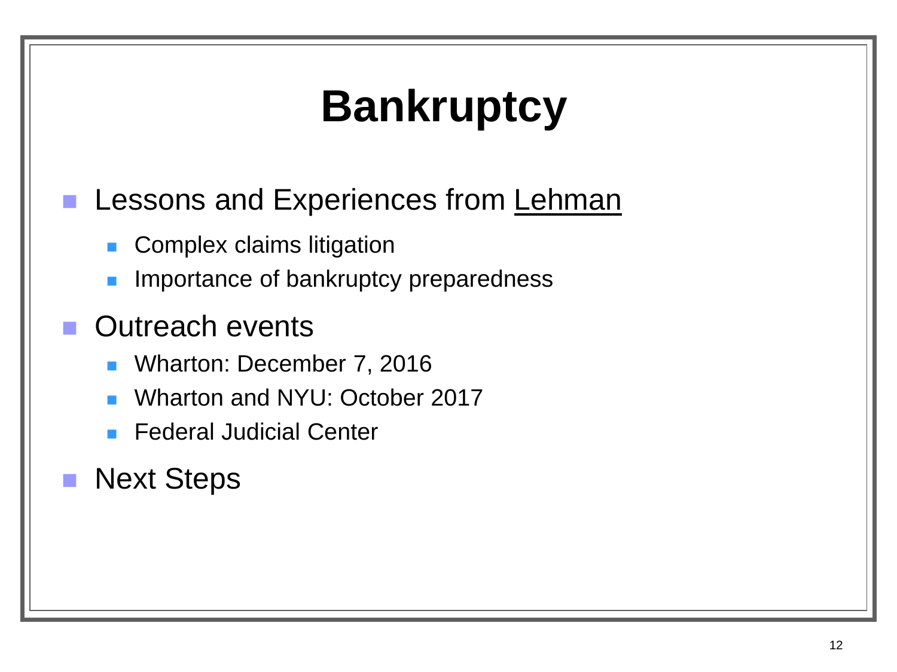# Bankruptcy

- Lessons and Experiences from Lehman
  - Complex claims litigation
  - Importance of bankruptcy preparedness
- Outreach events
  - Wharton: December 7, 2016
  - Wharton and NYU: October 2017
  - Federal Judicial Center
- Next Steps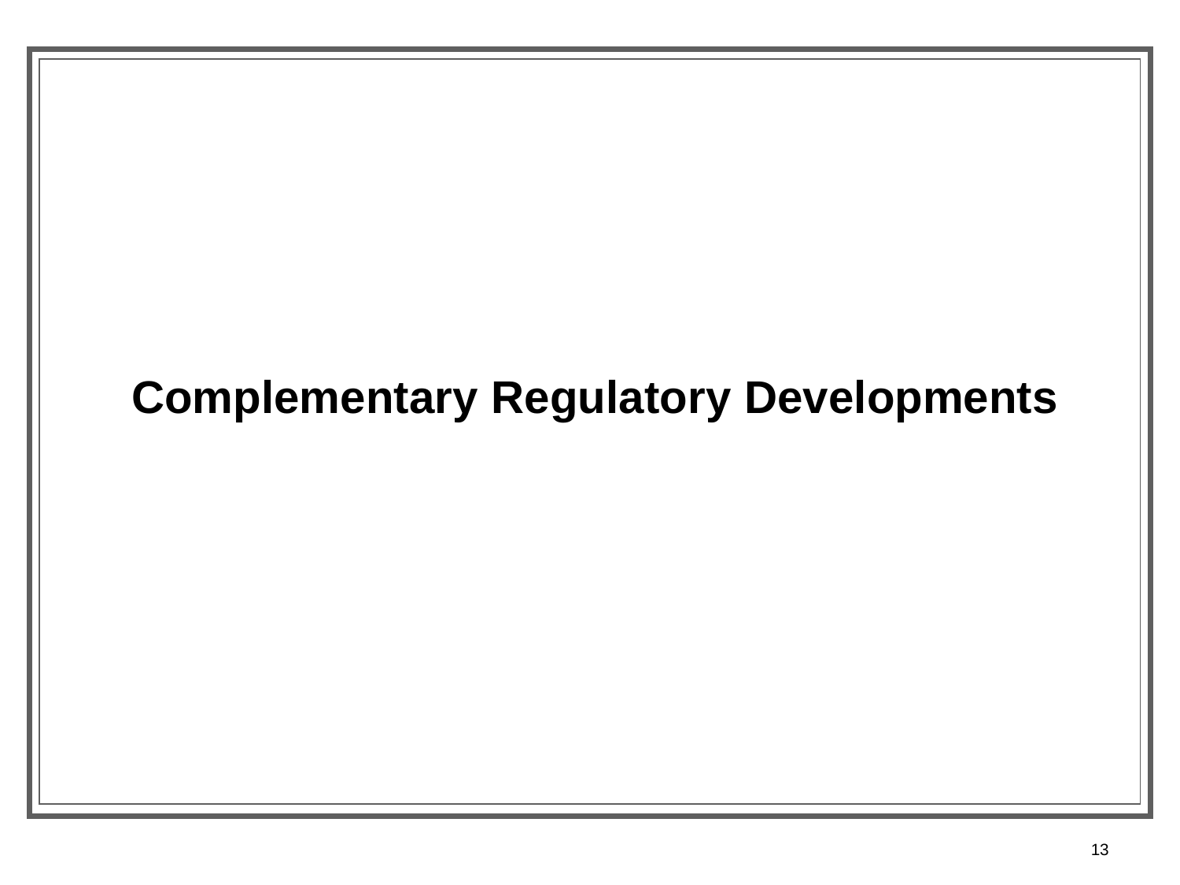# Complementary Regulatory Developments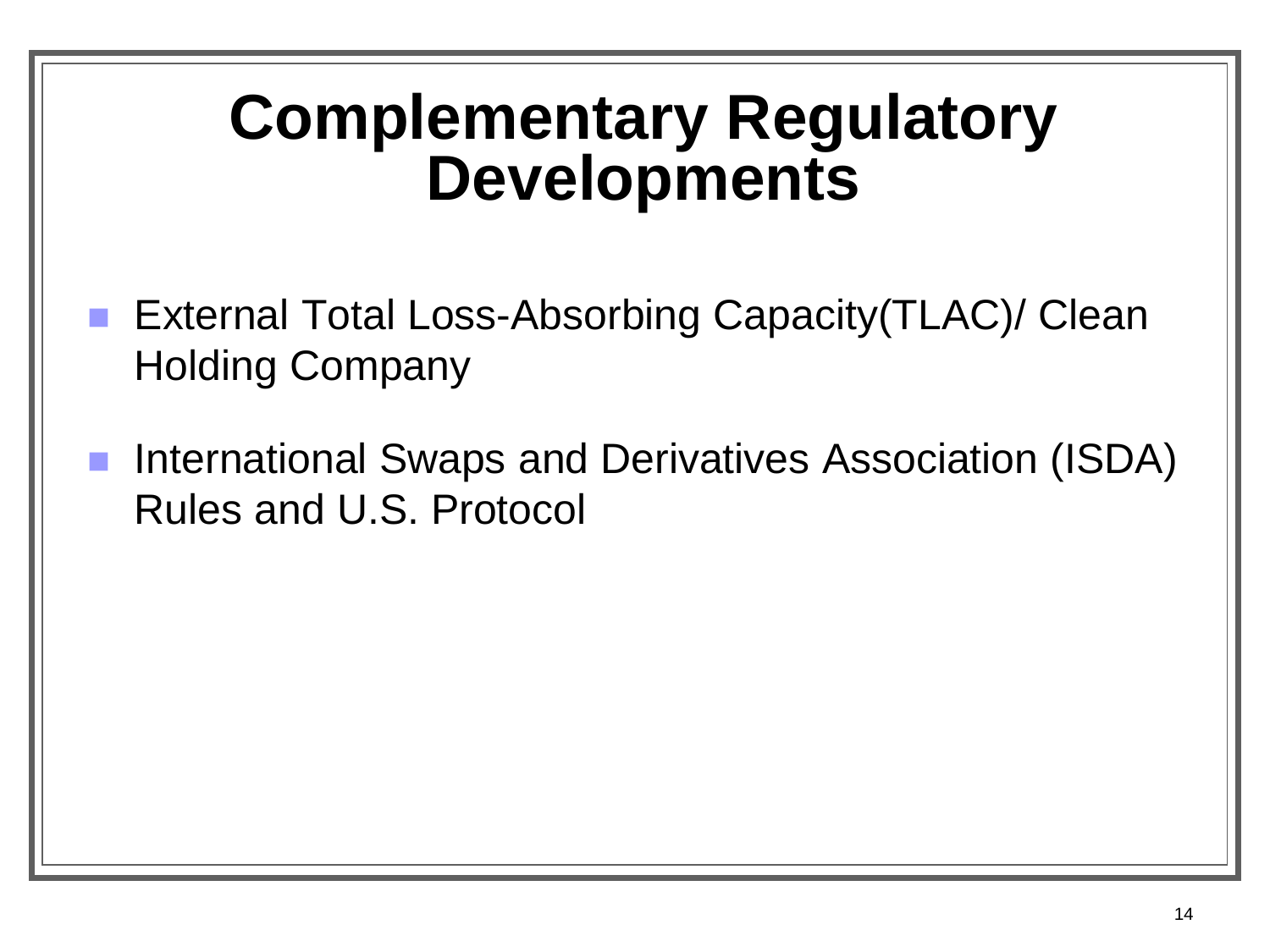# Complementary Regulatory Developments

- External Total Loss-Absorbing Capacity(TLAC)/ Clean Holding Company
- International Swaps and Derivatives Association (ISDA) Rules and U.S. Protocol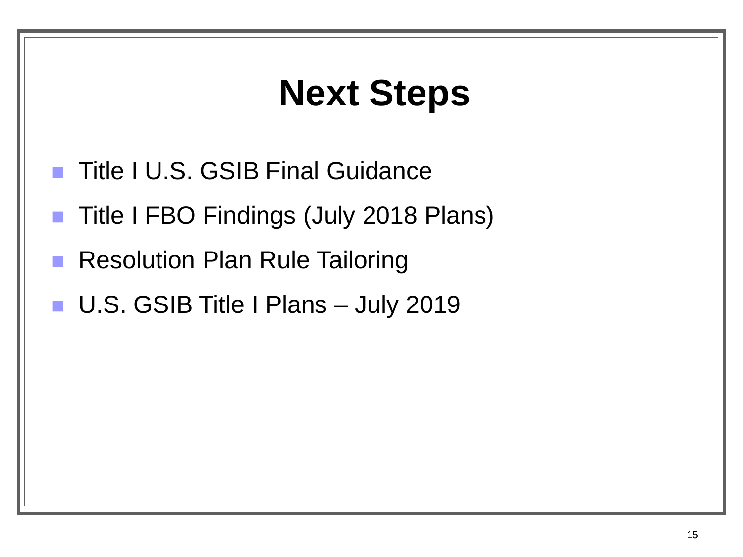# Next Steps

- Title I U.S. GSIB Final Guidance
- Title I FBO Findings (July 2018 Plans)
- Resolution Plan Rule Tailoring
- U.S. GSIB Title I Plans – July 2019